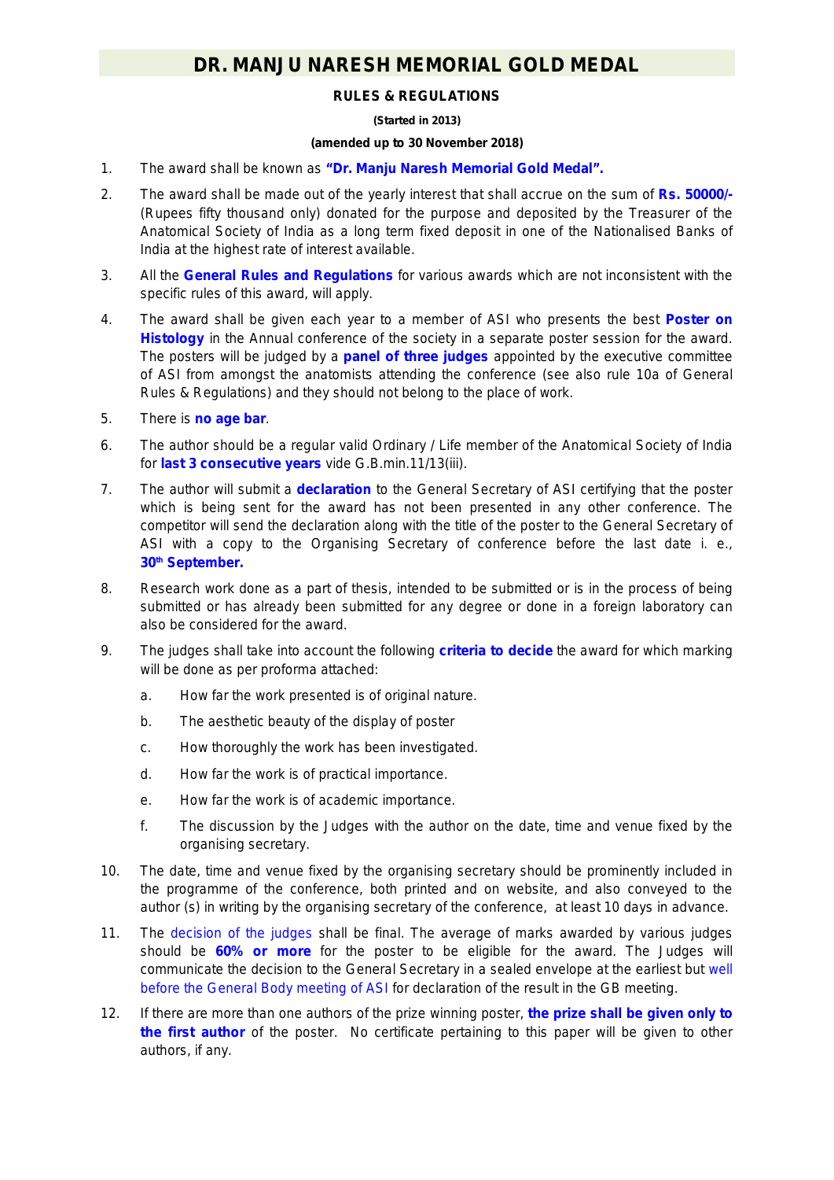# DR. MANJU NARESH MEMORIAL GOLD MEDAL

**RULES & REGULATIONS**

**(Started in 2013)**

**(amended up to 30 November 2018)**

1. The award shall be known as **"Dr. Manju Naresh Memorial Gold Medal".**

2. The award shall be made out of the yearly interest that shall accrue on the sum of **Rs. 50000/-** (Rupees fifty thousand only) donated for the purpose and deposited by the Treasurer of the Anatomical Society of India as a long term fixed deposit in one of the Nationalised Banks of India at the highest rate of interest available.

3. All the **General Rules and Regulations** for various awards which are not inconsistent with the specific rules of this award, will apply.

4. The award shall be given each year to a member of ASI who presents the best **Poster on Histology** in the Annual conference of the society in a separate poster session for the award. The posters will be judged by a **panel of three judges** appointed by the executive committee of ASI from amongst the anatomists attending the conference (see also rule 10a of General Rules & Regulations) and they should not belong to the place of work.

5. There is **no age bar**.

6. The author should be a regular valid Ordinary / Life member of the Anatomical Society of India for **last 3 consecutive years** vide G.B.min.11/13(iii).

7. The author will submit a **declaration** to the General Secretary of ASI certifying that the poster which is being sent for the award has not been presented in any other conference. The competitor will send the declaration along with the title of the poster to the General Secretary of ASI with a copy to the Organising Secretary of conference before the last date i. e., **30th September.**

8. Research work done as a part of thesis, intended to be submitted or is in the process of being submitted or has already been submitted for any degree or done in a foreign laboratory can also be considered for the award.

9. The judges shall take into account the following **criteria to decide** the award for which marking will be done as per proforma attached:

   a. How far the work presented is of original nature.

   b. The aesthetic beauty of the display of poster

   c. How thoroughly the work has been investigated.

   d. How far the work is of practical importance.

   e. How far the work is of academic importance.

   f. The discussion by the Judges with the author on the date, time and venue fixed by the organising secretary.

10. The date, time and venue fixed by the organising secretary should be prominently included in the programme of the conference, both printed and on website, and also conveyed to the author (s) in writing by the organising secretary of the conference, at least 10 days in advance.

11. The decision of the judges shall be final. The average of marks awarded by various judges should be **60% or more** for the poster to be eligible for the award. The Judges will communicate the decision to the General Secretary in a sealed envelope at the earliest but well before the General Body meeting of ASI for declaration of the result in the GB meeting.

12. If there are more than one authors of the prize winning poster, **the prize shall be given only to the first author** of the poster. No certificate pertaining to this paper will be given to other authors, if any.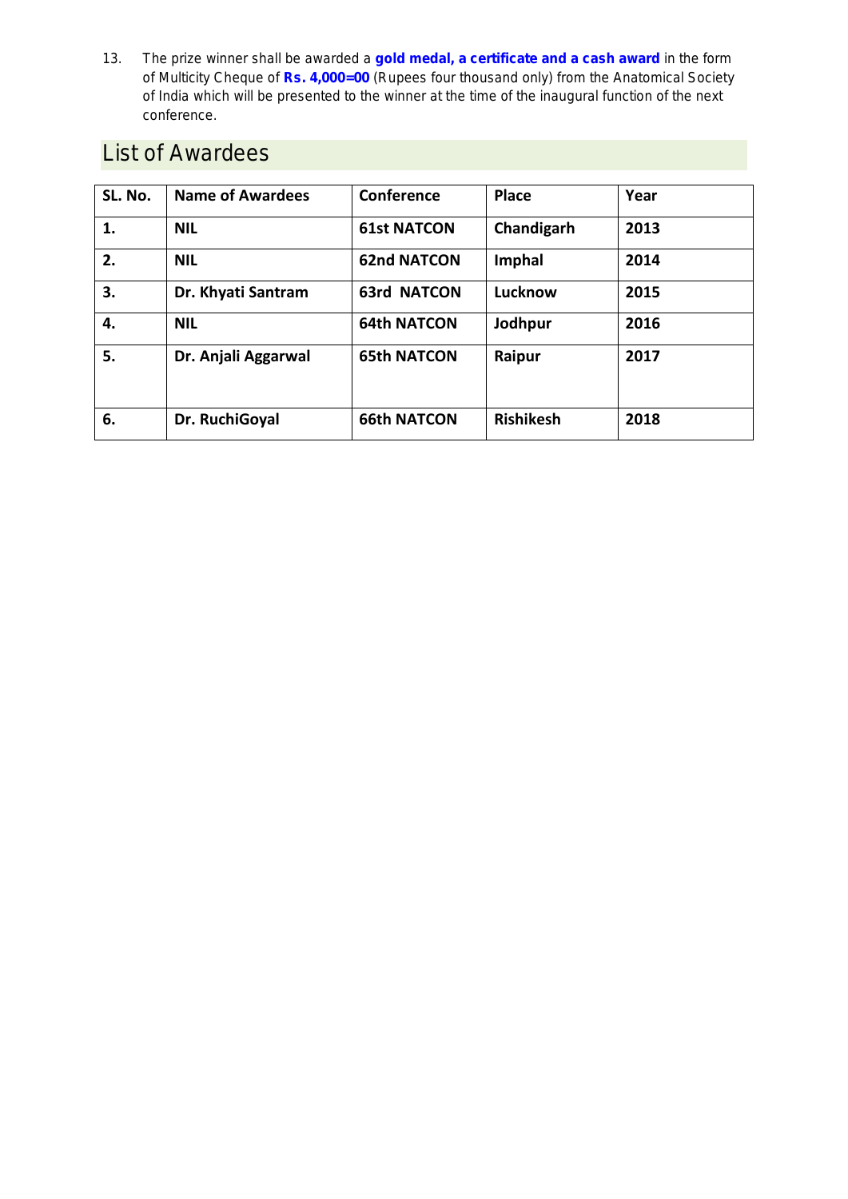13. The prize winner shall be awarded a **gold medal, a certificate and a cash award** in the form of Multicity Cheque of **Rs. 4,000=00** (Rupees four thousand only) from the Anatomical Society of India which will be presented to the winner at the time of the inaugural function of the next conference.

## List of Awardees

| SL. No. | Name of Awardees | Conference | Place | Year |
|---|---|---|---|---|
| 1. | NIL | 61st NATCON | Chandigarh | 2013 |
| 2. | NIL | 62nd NATCON | Imphal | 2014 |
| 3. | Dr. Khyati Santram | 63rd NATCON | Lucknow | 2015 |
| 4. | NIL | 64th NATCON | Jodhpur | 2016 |
| 5. | Dr. Anjali Aggarwal | 65th NATCON | Raipur | 2017 |
| 6. | Dr. RuchiGoyal | 66th NATCON | Rishikesh | 2018 |